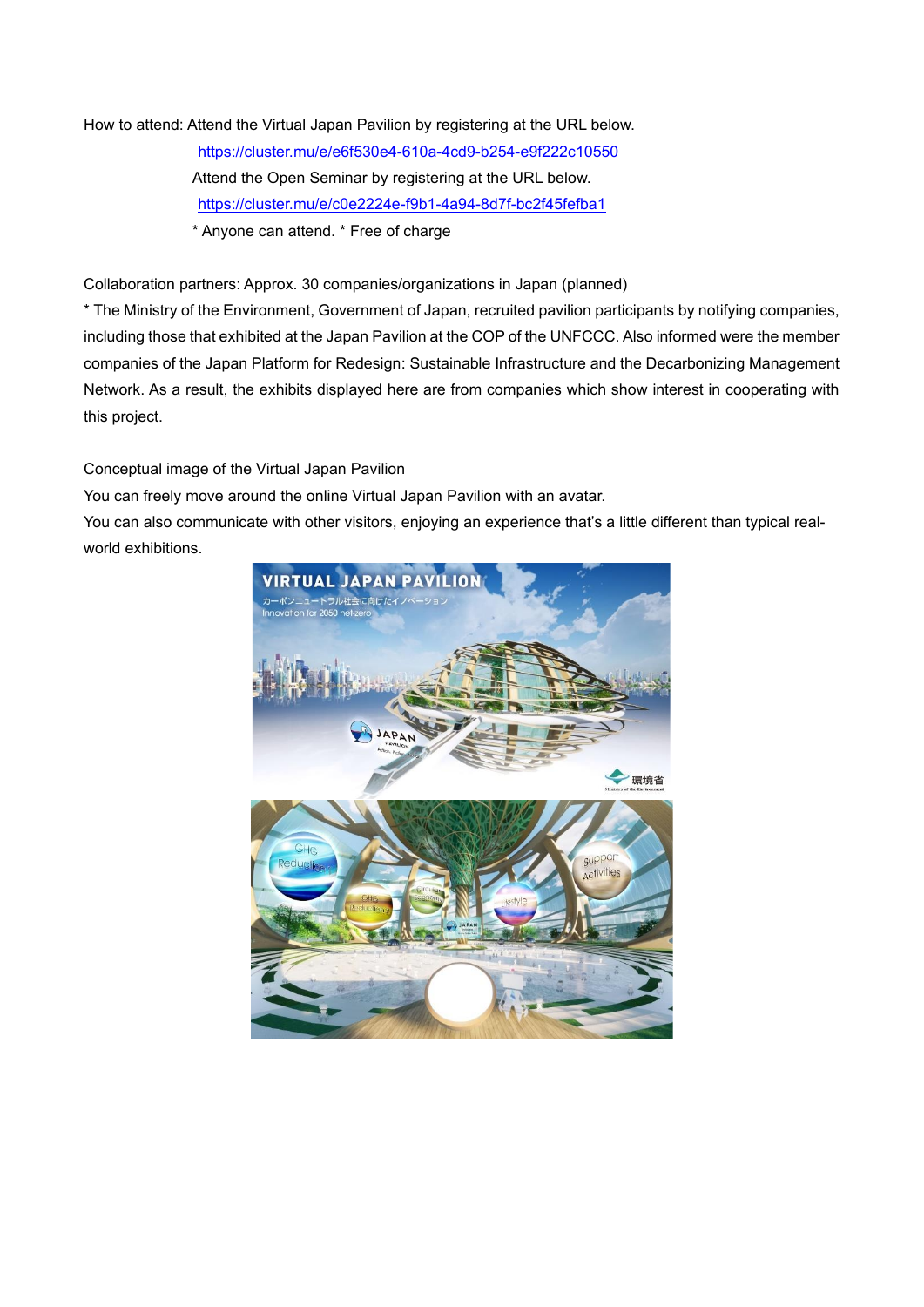How to attend: Attend the Virtual Japan Pavilion by registering at the URL below.

https://cluster.mu/e/e6f530e4-610a-4cd9-b254-e9f222c10550

Attend the Open Seminar by registering at the URL below.

https://cluster.mu/e/c0e2224e-f9b1-4a94-8d7f-bc2f45fefba1

* Anyone can attend. * Free of charge

Collaboration partners: Approx. 30 companies/organizations in Japan (planned)

* The Ministry of the Environment, Government of Japan, recruited pavilion participants by notifying companies, including those that exhibited at the Japan Pavilion at the COP of the UNFCCC. Also informed were the member companies of the Japan Platform for Redesign: Sustainable Infrastructure and the Decarbonizing Management Network. As a result, the exhibits displayed here are from companies which show interest in cooperating with this project.

Conceptual image of the Virtual Japan Pavilion

You can freely move around the online Virtual Japan Pavilion with an avatar.

You can also communicate with other visitors, enjoying an experience that's a little different than typical real-world exhibitions.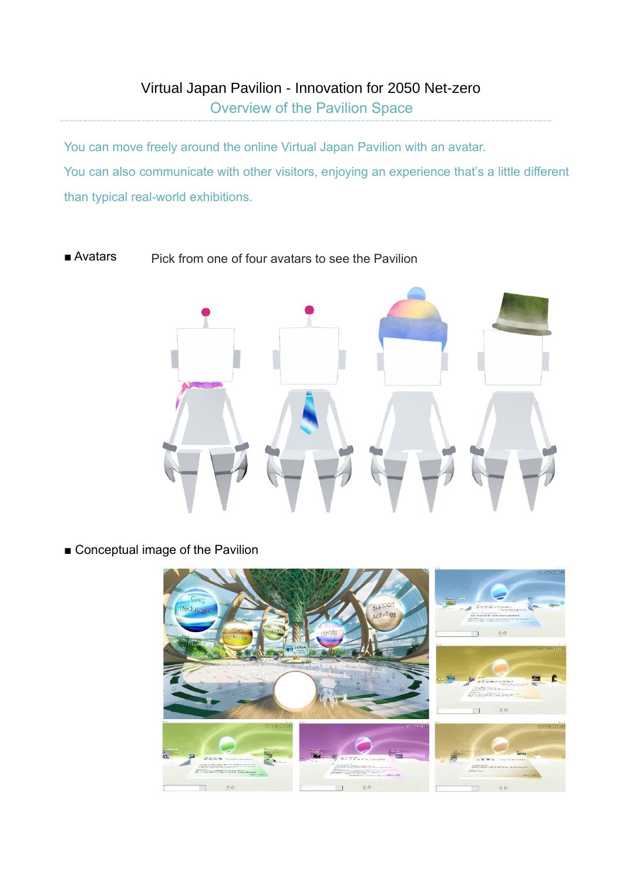Virtual Japan Pavilion - Innovation for 2050 Net-zero

## Overview of the Pavilion Space

You can move freely around the online Virtual Japan Pavilion with an avatar.

You can also communicate with other visitors, enjoying an experience that's a little different than typical real-world exhibitions.

■ Avatars　　Pick from one of four avatars to see the Pavilion

■ Conceptual image of the Pavilion